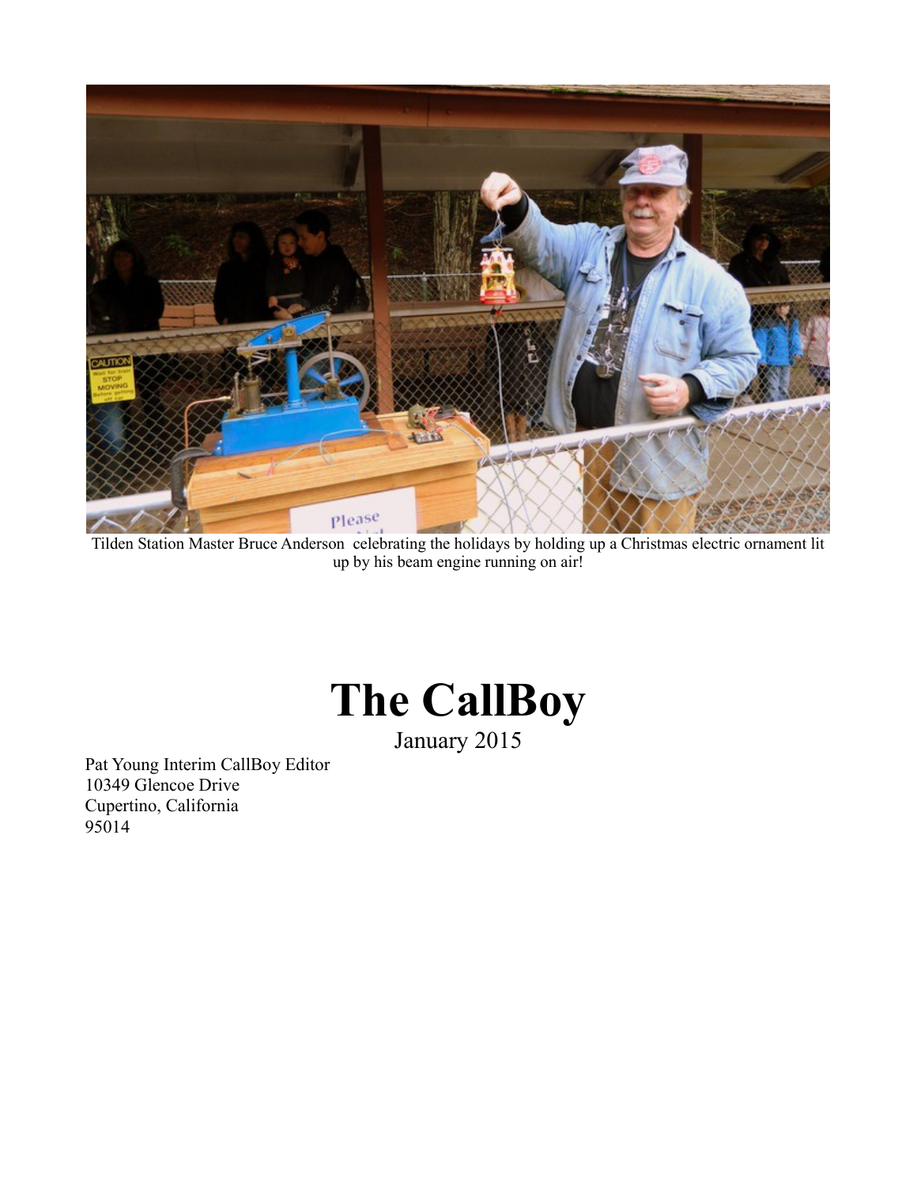Tilden Station Master Bruce Anderson celebrating the holidays by holding up a Christmas electric ornament lit up by his beam engine running on air!

# The CallBoy

January 2015

Pat Young Interim CallBoy Editor
10349 Glencoe Drive
Cupertino, California
95014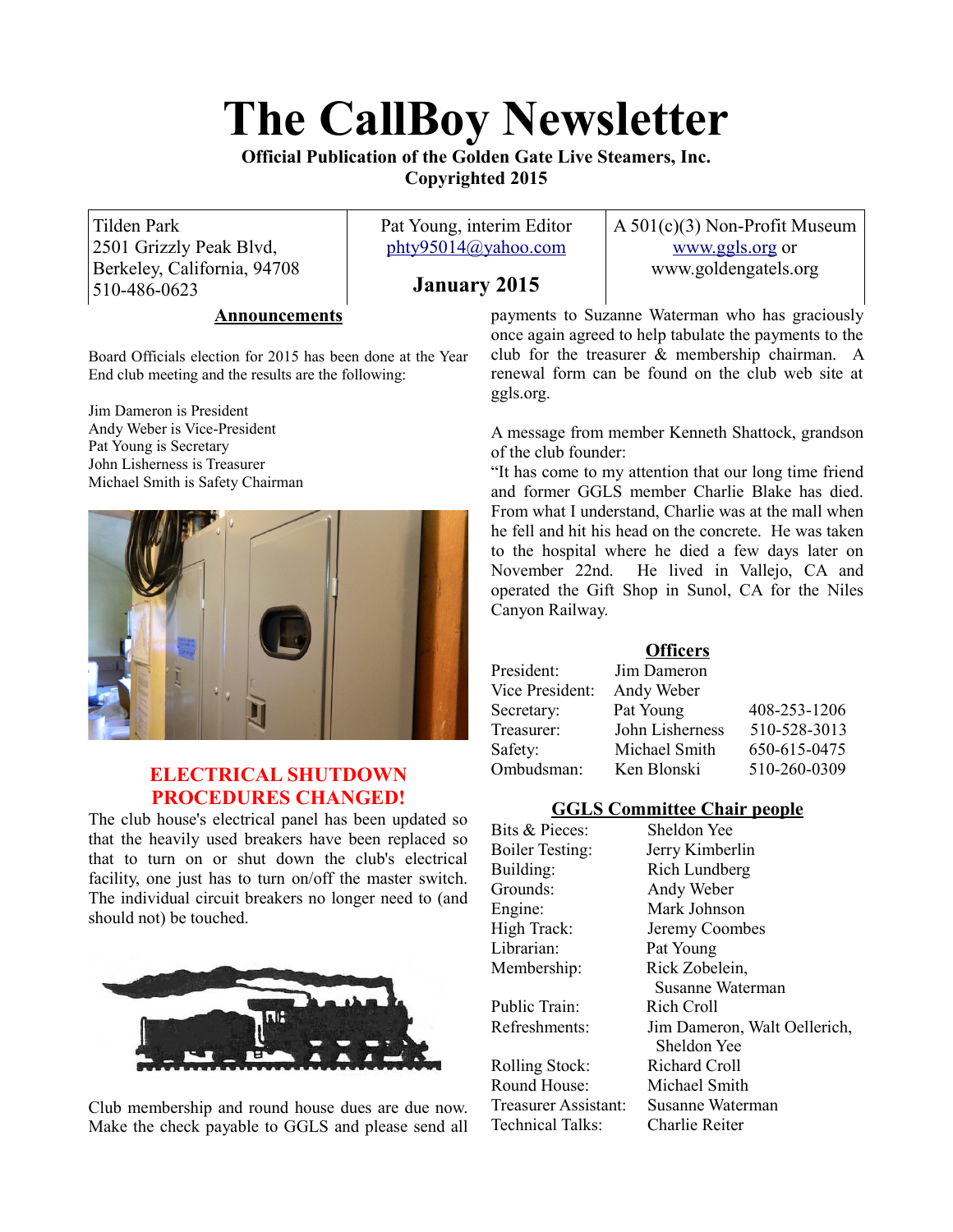# The CallBoy Newsletter

**Official Publication of the Golden Gate Live Steamers, Inc.**
**Copyrighted 2015**

| Tilden Park<br>2501 Grizzly Peak Blvd,<br>Berkeley, California, 94708<br>510-486-0623 | Pat Young, interim Editor<br>phty95014@yahoo.com<br>**January 2015** | A 501(c)(3) Non-Profit Museum<br>www.ggls.org or<br>www.goldengatels.org |
|---|---|---|

## Announcements

Board Officials election for 2015 has been done at the Year End club meeting and the results are the following:

Jim Dameron is President
Andy Weber is Vice-President
Pat Young is Secretary
John Lisherness is Treasurer
Michael Smith is Safety Chairman

## ELECTRICAL SHUTDOWN PROCEDURES CHANGED!

The club house's electrical panel has been updated so that the heavily used breakers have been replaced so that to turn on or shut down the club's electrical facility, one just has to turn on/off the master switch. The individual circuit breakers no longer need to (and should not) be touched.

Club membership and round house dues are due now. Make the check payable to GGLS and please send all payments to Suzanne Waterman who has graciously once again agreed to help tabulate the payments to the club for the treasurer & membership chairman. A renewal form can be found on the club web site at ggls.org.

A message from member Kenneth Shattock, grandson of the club founder:

"It has come to my attention that our long time friend and former GGLS member Charlie Blake has died. From what I understand, Charlie was at the mall when he fell and hit his head on the concrete. He was taken to the hospital where he died a few days later on November 22nd. He lived in Vallejo, CA and operated the Gift Shop in Sunol, CA for the Niles Canyon Railway.

## Officers

| | | |
|---|---|---|
| President: | Jim Dameron | |
| Vice President: | Andy Weber | |
| Secretary: | Pat Young | 408-253-1206 |
| Treasurer: | John Lisherness | 510-528-3013 |
| Safety: | Michael Smith | 650-615-0475 |
| Ombudsman: | Ken Blonski | 510-260-0309 |

## GGLS Committee Chair people

| | |
|---|---|
| Bits & Pieces: | Sheldon Yee |
| Boiler Testing: | Jerry Kimberlin |
| Building: | Rich Lundberg |
| Grounds: | Andy Weber |
| Engine: | Mark Johnson |
| High Track: | Jeremy Coombes |
| Librarian: | Pat Young |
| Membership: | Rick Zobelein, Susanne Waterman |
| Public Train: | Rich Croll |
| Refreshments: | Jim Dameron, Walt Oellerich, Sheldon Yee |
| Rolling Stock: | Richard Croll |
| Round House: | Michael Smith |
| Treasurer Assistant: | Susanne Waterman |
| Technical Talks: | Charlie Reiter |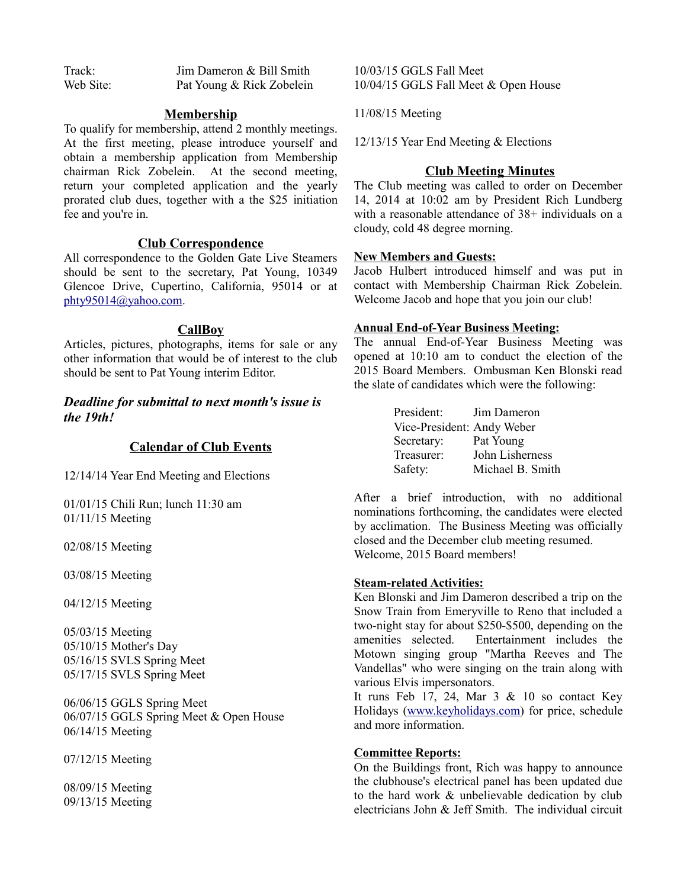| | |
|---|---|
| Track: | Jim Dameron & Bill Smith |
| Web Site: | Pat Young & Rick Zobelein |

## Membership

To qualify for membership, attend 2 monthly meetings. At the first meeting, please introduce yourself and obtain a membership application from Membership chairman Rick Zobelein. At the second meeting, return your completed application and the yearly prorated club dues, together with a the $25 initiation fee and you're in.

## Club Correspondence

All correspondence to the Golden Gate Live Steamers should be sent to the secretary, Pat Young, 10349 Glencoe Drive, Cupertino, California, 95014 or at phty95014@yahoo.com.

## CallBoy

Articles, pictures, photographs, items for sale or any other information that would be of interest to the club should be sent to Pat Young interim Editor.

***Deadline for submittal to next month's issue is the 19th!***

## Calendar of Club Events

12/14/14 Year End Meeting and Elections

01/01/15 Chili Run; lunch 11:30 am
01/11/15 Meeting

02/08/15 Meeting

03/08/15 Meeting

04/12/15 Meeting

05/03/15 Meeting
05/10/15 Mother's Day
05/16/15 SVLS Spring Meet
05/17/15 SVLS Spring Meet

06/06/15 GGLS Spring Meet
06/07/15 GGLS Spring Meet & Open House
06/14/15 Meeting

07/12/15 Meeting

08/09/15 Meeting
09/13/15 Meeting

10/03/15 GGLS Fall Meet
10/04/15 GGLS Fall Meet & Open House

11/08/15 Meeting

12/13/15 Year End Meeting & Elections

## Club Meeting Minutes

The Club meeting was called to order on December 14, 2014 at 10:02 am by President Rich Lundberg with a reasonable attendance of 38+ individuals on a cloudy, cold 48 degree morning.

**New Members and Guests:**

Jacob Hulbert introduced himself and was put in contact with Membership Chairman Rick Zobelein. Welcome Jacob and hope that you join our club!

**Annual End-of-Year Business Meeting:**

The annual End-of-Year Business Meeting was opened at 10:10 am to conduct the election of the 2015 Board Members. Ombusman Ken Blonski read the slate of candidates which were the following:

| | |
|---|---|
| President: | Jim Dameron |
| Vice-President: | Andy Weber |
| Secretary: | Pat Young |
| Treasurer: | John Lisherness |
| Safety: | Michael B. Smith |

After a brief introduction, with no additional nominations forthcoming, the candidates were elected by acclimation. The Business Meeting was officially closed and the December club meeting resumed.
Welcome, 2015 Board members!

**Steam-related Activities:**

Ken Blonski and Jim Dameron described a trip on the Snow Train from Emeryville to Reno that included a two-night stay for about $250-$500, depending on the amenities selected. Entertainment includes the Motown singing group "Martha Reeves and The Vandellas" who were singing on the train along with various Elvis impersonators.
It runs Feb 17, 24, Mar 3 & 10 so contact Key Holidays (www.keyholidays.com) for price, schedule and more information.

**Committee Reports:**

On the Buildings front, Rich was happy to announce the clubhouse's electrical panel has been updated due to the hard work & unbelievable dedication by club electricians John & Jeff Smith. The individual circuit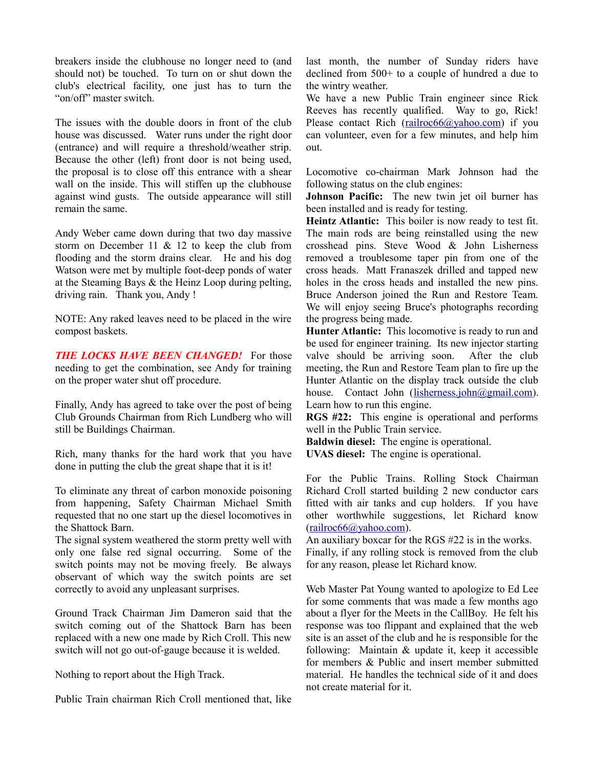breakers inside the clubhouse no longer need to (and should not) be touched. To turn on or shut down the club's electrical facility, one just has to turn the "on/off" master switch.

The issues with the double doors in front of the club house was discussed. Water runs under the right door (entrance) and will require a threshold/weather strip. Because the other (left) front door is not being used, the proposal is to close off this entrance with a shear wall on the inside. This will stiffen up the clubhouse against wind gusts. The outside appearance will still remain the same.

Andy Weber came down during that two day massive storm on December 11 & 12 to keep the club from flooding and the storm drains clear. He and his dog Watson were met by multiple foot-deep ponds of water at the Steaming Bays & the Heinz Loop during pelting, driving rain. Thank you, Andy !

NOTE: Any raked leaves need to be placed in the wire compost baskets.

***THE LOCKS HAVE BEEN CHANGED!*** For those needing to get the combination, see Andy for training on the proper water shut off procedure.

Finally, Andy has agreed to take over the post of being Club Grounds Chairman from Rich Lundberg who will still be Buildings Chairman.

Rich, many thanks for the hard work that you have done in putting the club the great shape that it is it!

To eliminate any threat of carbon monoxide poisoning from happening, Safety Chairman Michael Smith requested that no one start up the diesel locomotives in the Shattock Barn.

The signal system weathered the storm pretty well with only one false red signal occurring. Some of the switch points may not be moving freely. Be always observant of which way the switch points are set correctly to avoid any unpleasant surprises.

Ground Track Chairman Jim Dameron said that the switch coming out of the Shattock Barn has been replaced with a new one made by Rich Croll. This new switch will not go out-of-gauge because it is welded.

Nothing to report about the High Track.

Public Train chairman Rich Croll mentioned that, like last month, the number of Sunday riders have declined from 500+ to a couple of hundred a due to the wintry weather.

We have a new Public Train engineer since Rick Reeves has recently qualified. Way to go, Rick! Please contact Rich (railroc66@yahoo.com) if you can volunteer, even for a few minutes, and help him out.

Locomotive co-chairman Mark Johnson had the following status on the club engines:

**Johnson Pacific:** The new twin jet oil burner has been installed and is ready for testing.

**Heintz Atlantic:** This boiler is now ready to test fit. The main rods are being reinstalled using the new crosshead pins. Steve Wood & John Lisherness removed a troublesome taper pin from one of the cross heads. Matt Franaszek drilled and tapped new holes in the cross heads and installed the new pins. Bruce Anderson joined the Run and Restore Team. We will enjoy seeing Bruce's photographs recording the progress being made.

**Hunter Atlantic:** This locomotive is ready to run and be used for engineer training. Its new injector starting valve should be arriving soon. After the club meeting, the Run and Restore Team plan to fire up the Hunter Atlantic on the display track outside the club house. Contact John (lisherness.john@gmail.com). Learn how to run this engine.

**RGS #22:** This engine is operational and performs well in the Public Train service.

**Baldwin diesel:** The engine is operational.

**UVAS diesel:** The engine is operational.

For the Public Trains. Rolling Stock Chairman Richard Croll started building 2 new conductor cars fitted with air tanks and cup holders. If you have other worthwhile suggestions, let Richard know (railroc66@yahoo.com).

An auxiliary boxcar for the RGS #22 is in the works.

Finally, if any rolling stock is removed from the club for any reason, please let Richard know.

Web Master Pat Young wanted to apologize to Ed Lee for some comments that was made a few months ago about a flyer for the Meets in the CallBoy. He felt his response was too flippant and explained that the web site is an asset of the club and he is responsible for the following: Maintain & update it, keep it accessible for members & Public and insert member submitted material. He handles the technical side of it and does not create material for it.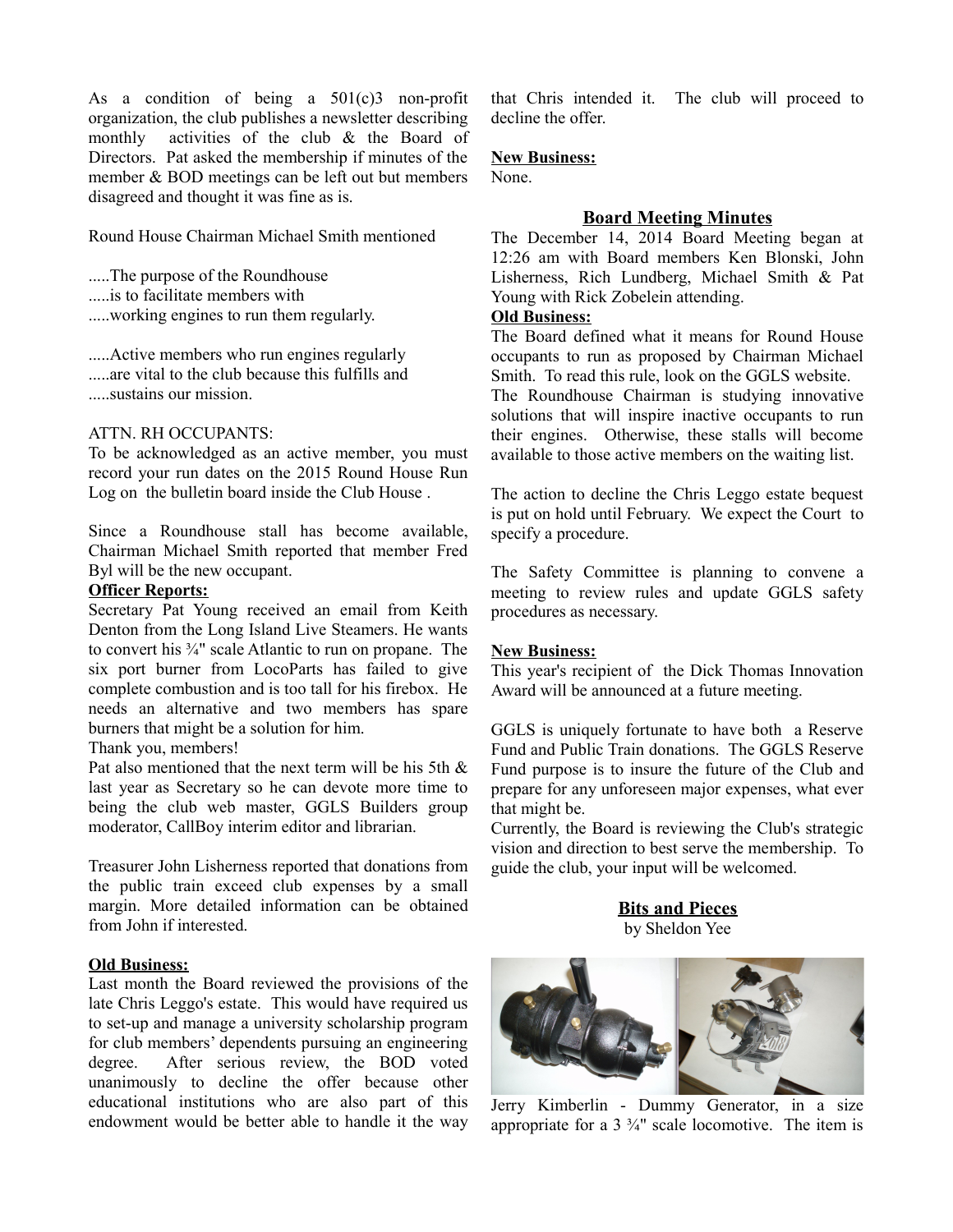As a condition of being a 501(c)3 non-profit organization, the club publishes a newsletter describing monthly activities of the club & the Board of Directors. Pat asked the membership if minutes of the member & BOD meetings can be left out but members disagreed and thought it was fine as is.

Round House Chairman Michael Smith mentioned

.....The purpose of the Roundhouse
.....is to facilitate members with
.....working engines to run them regularly.

.....Active members who run engines regularly
.....are vital to the club because this fulfills and
.....sustains our mission.

ATTN. RH OCCUPANTS:
To be acknowledged as an active member, you must record your run dates on the 2015 Round House Run Log on the bulletin board inside the Club House .

Since a Roundhouse stall has become available, Chairman Michael Smith reported that member Fred Byl will be the new occupant.

**Officer Reports:**
Secretary Pat Young received an email from Keith Denton from the Long Island Live Steamers. He wants to convert his ¾" scale Atlantic to run on propane. The six port burner from LocoParts has failed to give complete combustion and is too tall for his firebox. He needs an alternative and two members has spare burners that might be a solution for him.
Thank you, members!
Pat also mentioned that the next term will be his 5th & last year as Secretary so he can devote more time to being the club web master, GGLS Builders group moderator, CallBoy interim editor and librarian.

Treasurer John Lisherness reported that donations from the public train exceed club expenses by a small margin. More detailed information can be obtained from John if interested.

**Old Business:**
Last month the Board reviewed the provisions of the late Chris Leggo's estate. This would have required us to set-up and manage a university scholarship program for club members' dependents pursuing an engineering degree. After serious review, the BOD voted unanimously to decline the offer because other educational institutions who are also part of this endowment would be better able to handle it the way that Chris intended it. The club will proceed to decline the offer.

**New Business:**
None.

## Board Meeting Minutes

The December 14, 2014 Board Meeting began at 12:26 am with Board members Ken Blonski, John Lisherness, Rich Lundberg, Michael Smith & Pat Young with Rick Zobelein attending.

**Old Business:**
The Board defined what it means for Round House occupants to run as proposed by Chairman Michael Smith. To read this rule, look on the GGLS website.
The Roundhouse Chairman is studying innovative solutions that will inspire inactive occupants to run their engines. Otherwise, these stalls will become available to those active members on the waiting list.

The action to decline the Chris Leggo estate bequest is put on hold until February. We expect the Court to specify a procedure.

The Safety Committee is planning to convene a meeting to review rules and update GGLS safety procedures as necessary.

**New Business:**
This year's recipient of the Dick Thomas Innovation Award will be announced at a future meeting.

GGLS is uniquely fortunate to have both a Reserve Fund and Public Train donations. The GGLS Reserve Fund purpose is to insure the future of the Club and prepare for any unforeseen major expenses, what ever that might be.
Currently, the Board is reviewing the Club's strategic vision and direction to best serve the membership. To guide the club, your input will be welcomed.

## Bits and Pieces

by Sheldon Yee

Jerry Kimberlin - Dummy Generator, in a size appropriate for a 3 ¾" scale locomotive. The item is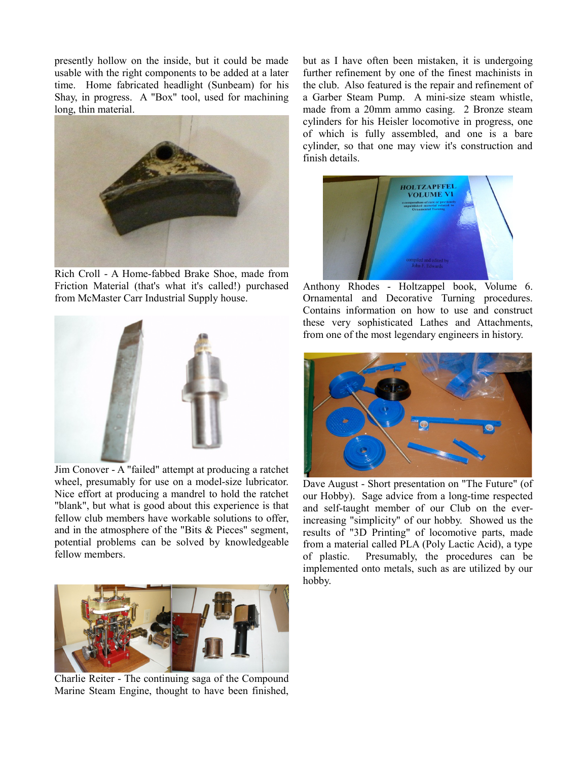presently hollow on the inside, but it could be made usable with the right components to be added at a later time. Home fabricated headlight (Sunbeam) for his Shay, in progress. A "Box" tool, used for machining long, thin material.

Rich Croll - A Home-fabbed Brake Shoe, made from Friction Material (that's what it's called!) purchased from McMaster Carr Industrial Supply house.

Jim Conover - A "failed" attempt at producing a ratchet wheel, presumably for use on a model-size lubricator. Nice effort at producing a mandrel to hold the ratchet "blank", but what is good about this experience is that fellow club members have workable solutions to offer, and in the atmosphere of the "Bits & Pieces" segment, potential problems can be solved by knowledgeable fellow members.

Charlie Reiter - The continuing saga of the Compound Marine Steam Engine, thought to have been finished, but as I have often been mistaken, it is undergoing further refinement by one of the finest machinists in the club. Also featured is the repair and refinement of a Garber Steam Pump. A mini-size steam whistle, made from a 20mm ammo casing. 2 Bronze steam cylinders for his Heisler locomotive in progress, one of which is fully assembled, and one is a bare cylinder, so that one may view it's construction and finish details.

Anthony Rhodes - Holtzappel book, Volume 6. Ornamental and Decorative Turning procedures. Contains information on how to use and construct these very sophisticated Lathes and Attachments, from one of the most legendary engineers in history.

Dave August - Short presentation on "The Future" (of our Hobby). Sage advice from a long-time respected and self-taught member of our Club on the ever-increasing "simplicity" of our hobby. Showed us the results of "3D Printing" of locomotive parts, made from a material called PLA (Poly Lactic Acid), a type of plastic. Presumably, the procedures can be implemented onto metals, such as are utilized by our hobby.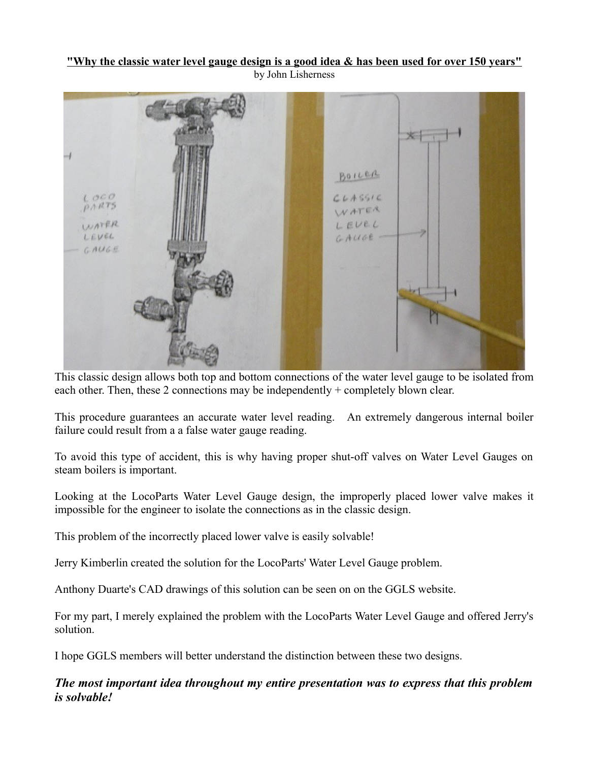**"Why the classic water level gauge design is a good idea & has been used for over 150 years"**

by John Lisherness

This classic design allows both top and bottom connections of the water level gauge to be isolated from each other. Then, these 2 connections may be independently + completely blown clear.

This procedure guarantees an accurate water level reading. An extremely dangerous internal boiler failure could result from a a false water gauge reading.

To avoid this type of accident, this is why having proper shut-off valves on Water Level Gauges on steam boilers is important.

Looking at the LocoParts Water Level Gauge design, the improperly placed lower valve makes it impossible for the engineer to isolate the connections as in the classic design.

This problem of the incorrectly placed lower valve is easily solvable!

Jerry Kimberlin created the solution for the LocoParts' Water Level Gauge problem.

Anthony Duarte's CAD drawings of this solution can be seen on on the GGLS website.

For my part, I merely explained the problem with the LocoParts Water Level Gauge and offered Jerry's solution.

I hope GGLS members will better understand the distinction between these two designs.

***The most important idea throughout my entire presentation was to express that this problem is solvable!***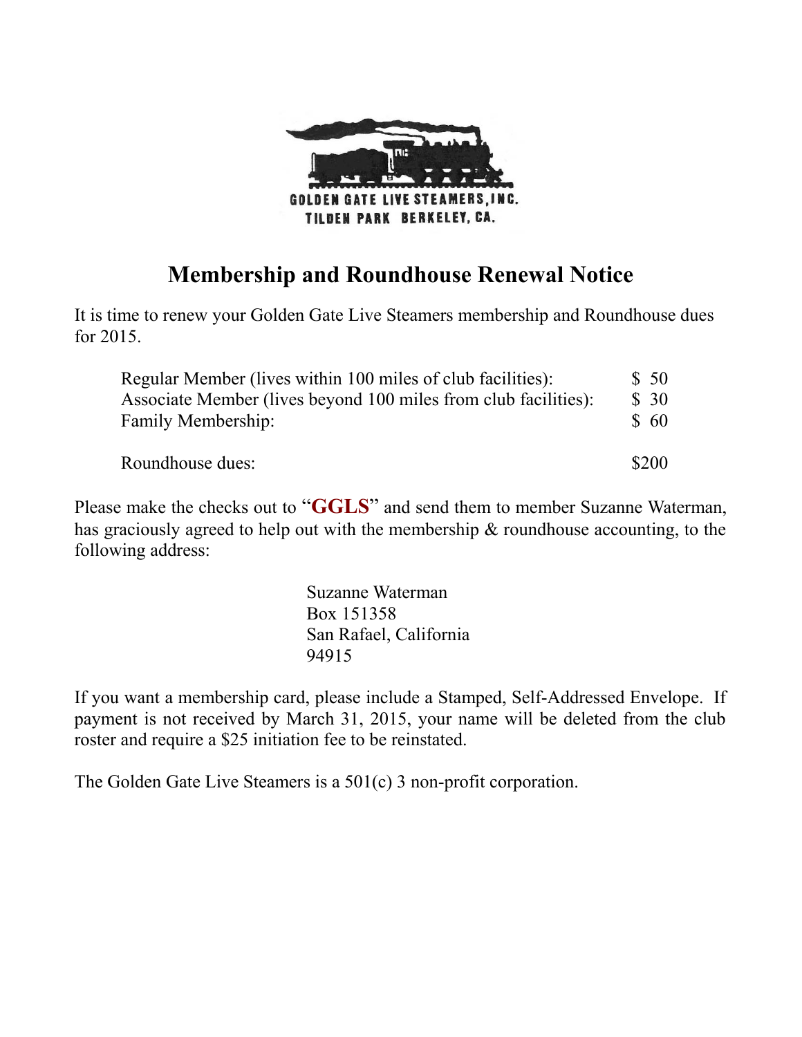GOLDEN GATE LIVE STEAMERS, INC.
TILDEN PARK BERKELEY, CA.

# Membership and Roundhouse Renewal Notice

It is time to renew your Golden Gate Live Steamers membership and Roundhouse dues for 2015.

| | |
|---|---|
| Regular Member (lives within 100 miles of club facilities): | $ 50 |
| Associate Member (lives beyond 100 miles from club facilities): | $ 30 |
| Family Membership: | $ 60 |
| Roundhouse dues: | $200 |

Please make the checks out to "**GGLS**" and send them to member Suzanne Waterman, has graciously agreed to help out with the membership & roundhouse accounting, to the following address:

Suzanne Waterman
Box 151358
San Rafael, California
94915

If you want a membership card, please include a Stamped, Self-Addressed Envelope. If payment is not received by March 31, 2015, your name will be deleted from the club roster and require a $25 initiation fee to be reinstated.

The Golden Gate Live Steamers is a 501(c) 3 non-profit corporation.